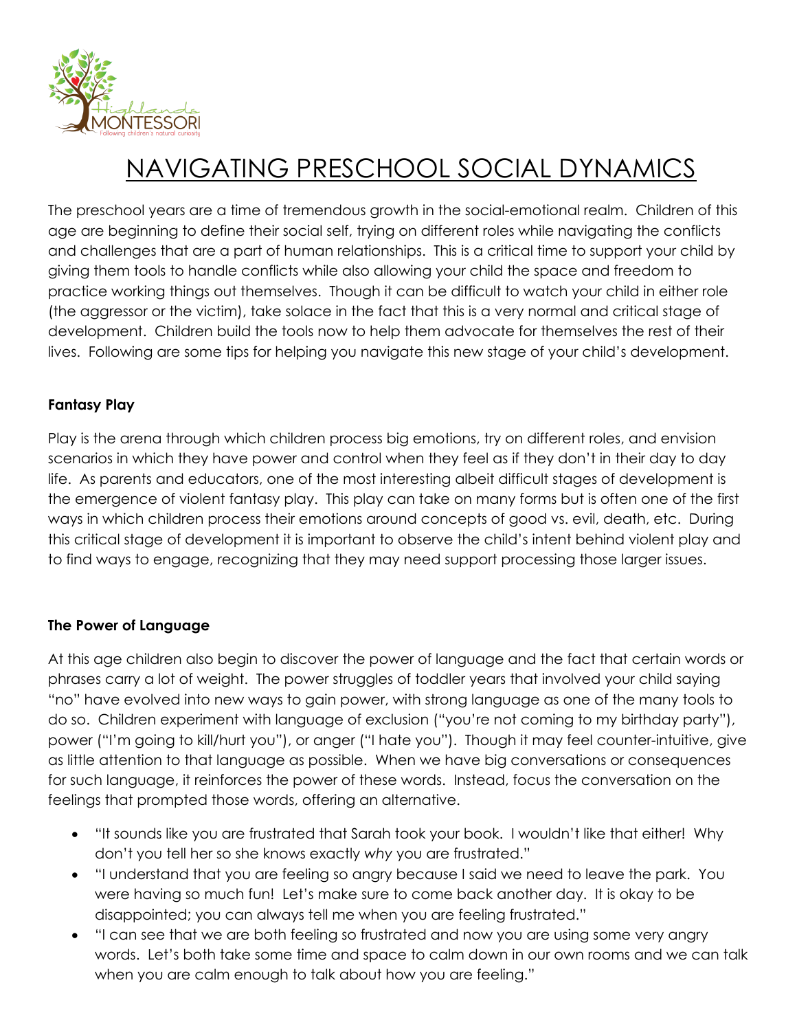# NAVIGATING PRESCHOOL SOCIAL DYNAMICS

The preschool years are a time of tremendous growth in the social-emotional realm. Children of this age are beginning to define their social self, trying on different roles while navigating the conflicts and challenges that are a part of human relationships. This is a critical time to support your child by giving them tools to handle conflicts while also allowing your child the space and freedom to practice working things out themselves. Though it can be difficult to watch your child in either role (the aggressor or the victim), take solace in the fact that this is a very normal and critical stage of development. Children build the tools now to help them advocate for themselves the rest of their lives. Following are some tips for helping you navigate this new stage of your child's development.

**Fantasy Play**

Play is the arena through which children process big emotions, try on different roles, and envision scenarios in which they have power and control when they feel as if they don't in their day to day life. As parents and educators, one of the most interesting albeit difficult stages of development is the emergence of violent fantasy play. This play can take on many forms but is often one of the first ways in which children process their emotions around concepts of good vs. evil, death, etc. During this critical stage of development it is important to observe the child's intent behind violent play and to find ways to engage, recognizing that they may need support processing those larger issues.

**The Power of Language**

At this age children also begin to discover the power of language and the fact that certain words or phrases carry a lot of weight. The power struggles of toddler years that involved your child saying "no" have evolved into new ways to gain power, with strong language as one of the many tools to do so. Children experiment with language of exclusion ("you're not coming to my birthday party"), power ("I'm going to kill/hurt you"), or anger ("I hate you"). Though it may feel counter-intuitive, give as little attention to that language as possible. When we have big conversations or consequences for such language, it reinforces the power of these words. Instead, focus the conversation on the feelings that prompted those words, offering an alternative.

- "It sounds like you are frustrated that Sarah took your book. I wouldn't like that either! Why don't you tell her so she knows exactly *why* you are frustrated."
- "I understand that you are feeling so angry because I said we need to leave the park. You were having so much fun! Let's make sure to come back another day. It is okay to be disappointed; you can always tell me when you are feeling frustrated."
- "I can see that we are both feeling so frustrated and now you are using some very angry words. Let's both take some time and space to calm down in our own rooms and we can talk when you are calm enough to talk about how you are feeling."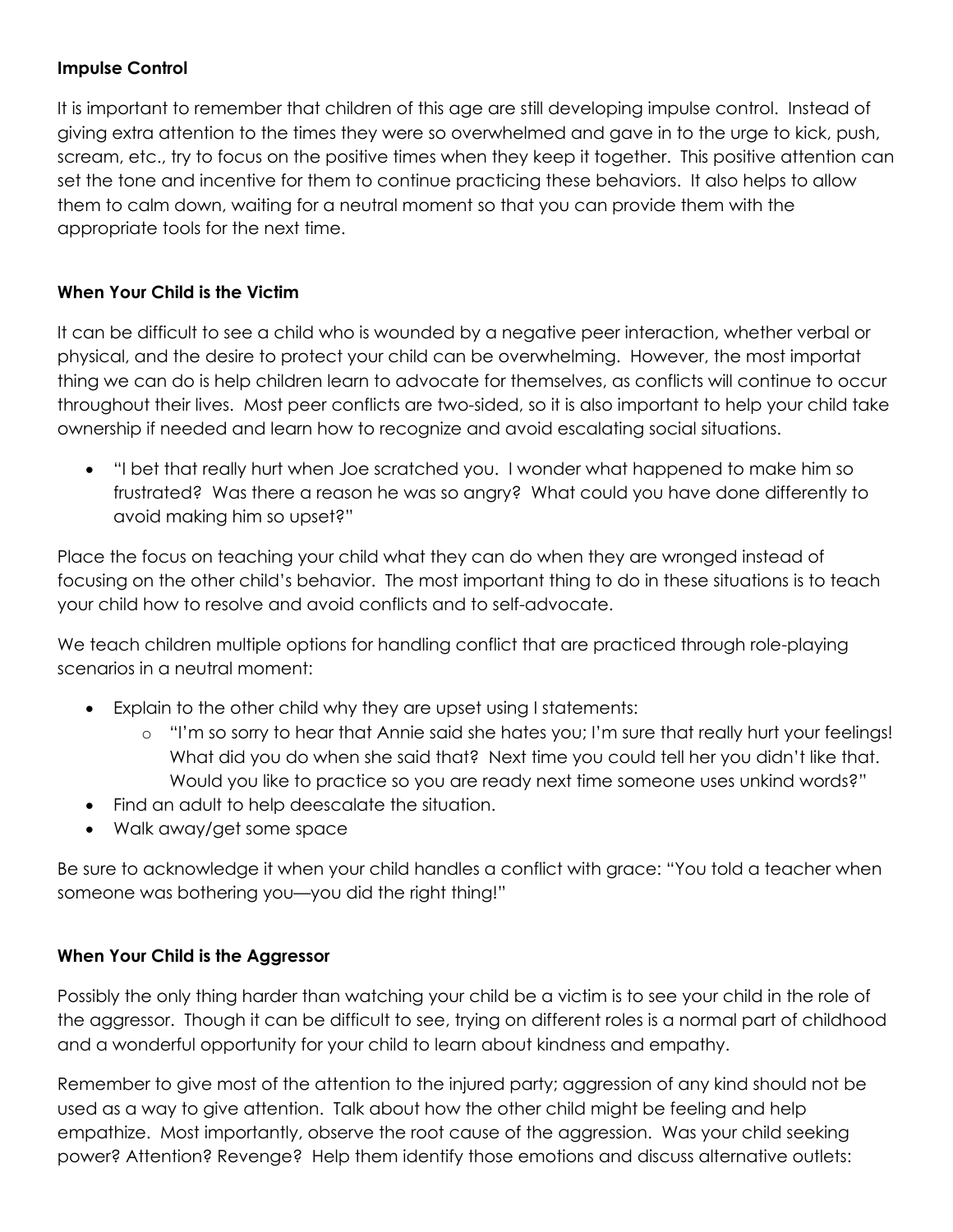**Impulse Control**

It is important to remember that children of this age are still developing impulse control. Instead of giving extra attention to the times they were so overwhelmed and gave in to the urge to kick, push, scream, etc., try to focus on the positive times when they keep it together. This positive attention can set the tone and incentive for them to continue practicing these behaviors. It also helps to allow them to calm down, waiting for a neutral moment so that you can provide them with the appropriate tools for the next time.

**When Your Child is the Victim**

It can be difficult to see a child who is wounded by a negative peer interaction, whether verbal or physical, and the desire to protect your child can be overwhelming. However, the most importat thing we can do is help children learn to advocate for themselves, as conflicts will continue to occur throughout their lives. Most peer conflicts are two-sided, so it is also important to help your child take ownership if needed and learn how to recognize and avoid escalating social situations.

- "I bet that really hurt when Joe scratched you. I wonder what happened to make him so frustrated? Was there a reason he was so angry? What could you have done differently to avoid making him so upset?"

Place the focus on teaching your child what they can do when they are wronged instead of focusing on the other child's behavior. The most important thing to do in these situations is to teach your child how to resolve and avoid conflicts and to self-advocate.

We teach children multiple options for handling conflict that are practiced through role-playing scenarios in a neutral moment:

- Explain to the other child why they are upset using I statements:
  - "I'm so sorry to hear that Annie said she hates you; I'm sure that really hurt your feelings! What did you do when she said that? Next time you could tell her you didn't like that. Would you like to practice so you are ready next time someone uses unkind words?"
- Find an adult to help deescalate the situation.
- Walk away/get some space

Be sure to acknowledge it when your child handles a conflict with grace: "You told a teacher when someone was bothering you—you did the right thing!"

**When Your Child is the Aggressor**

Possibly the only thing harder than watching your child be a victim is to see your child in the role of the aggressor. Though it can be difficult to see, trying on different roles is a normal part of childhood and a wonderful opportunity for your child to learn about kindness and empathy.

Remember to give most of the attention to the injured party; aggression of any kind should not be used as a way to give attention. Talk about how the other child might be feeling and help empathize. Most importantly, observe the root cause of the aggression. Was your child seeking power? Attention? Revenge? Help them identify those emotions and discuss alternative outlets: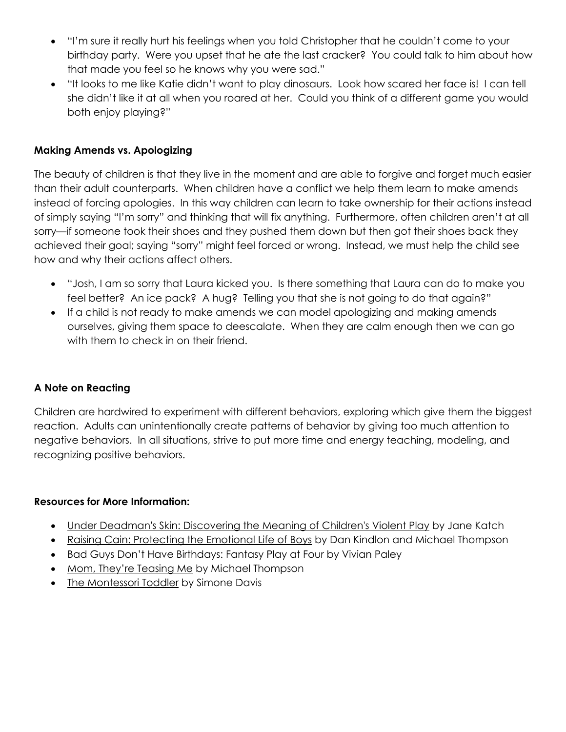- "I'm sure it really hurt his feelings when you told Christopher that he couldn't come to your birthday party. Were you upset that he ate the last cracker? You could talk to him about how that made you feel so he knows why you were sad."
- "It looks to me like Katie didn't want to play dinosaurs. Look how scared her face is! I can tell she didn't like it at all when you roared at her. Could you think of a different game you would both enjoy playing?"

**Making Amends vs. Apologizing**

The beauty of children is that they live in the moment and are able to forgive and forget much easier than their adult counterparts. When children have a conflict we help them learn to make amends instead of forcing apologies. In this way children can learn to take ownership for their actions instead of simply saying "I'm sorry" and thinking that will fix anything. Furthermore, often children aren't at all sorry—if someone took their shoes and they pushed them down but then got their shoes back they achieved their goal; saying "sorry" might feel forced or wrong. Instead, we must help the child see how and why their actions affect others.

- "Josh, I am so sorry that Laura kicked you. Is there something that Laura can do to make you feel better? An ice pack? A hug? Telling you that she is not going to do that again?"
- If a child is not ready to make amends we can model apologizing and making amends ourselves, giving them space to deescalate. When they are calm enough then we can go with them to check in on their friend.

**A Note on Reacting**

Children are hardwired to experiment with different behaviors, exploring which give them the biggest reaction. Adults can unintentionally create patterns of behavior by giving too much attention to negative behaviors. In all situations, strive to put more time and energy teaching, modeling, and recognizing positive behaviors.

**Resources for More Information:**

- Under Deadman's Skin: Discovering the Meaning of Children's Violent Play by Jane Katch
- Raising Cain: Protecting the Emotional Life of Boys by Dan Kindlon and Michael Thompson
- Bad Guys Don't Have Birthdays: Fantasy Play at Four by Vivian Paley
- Mom, They're Teasing Me by Michael Thompson
- The Montessori Toddler by Simone Davis